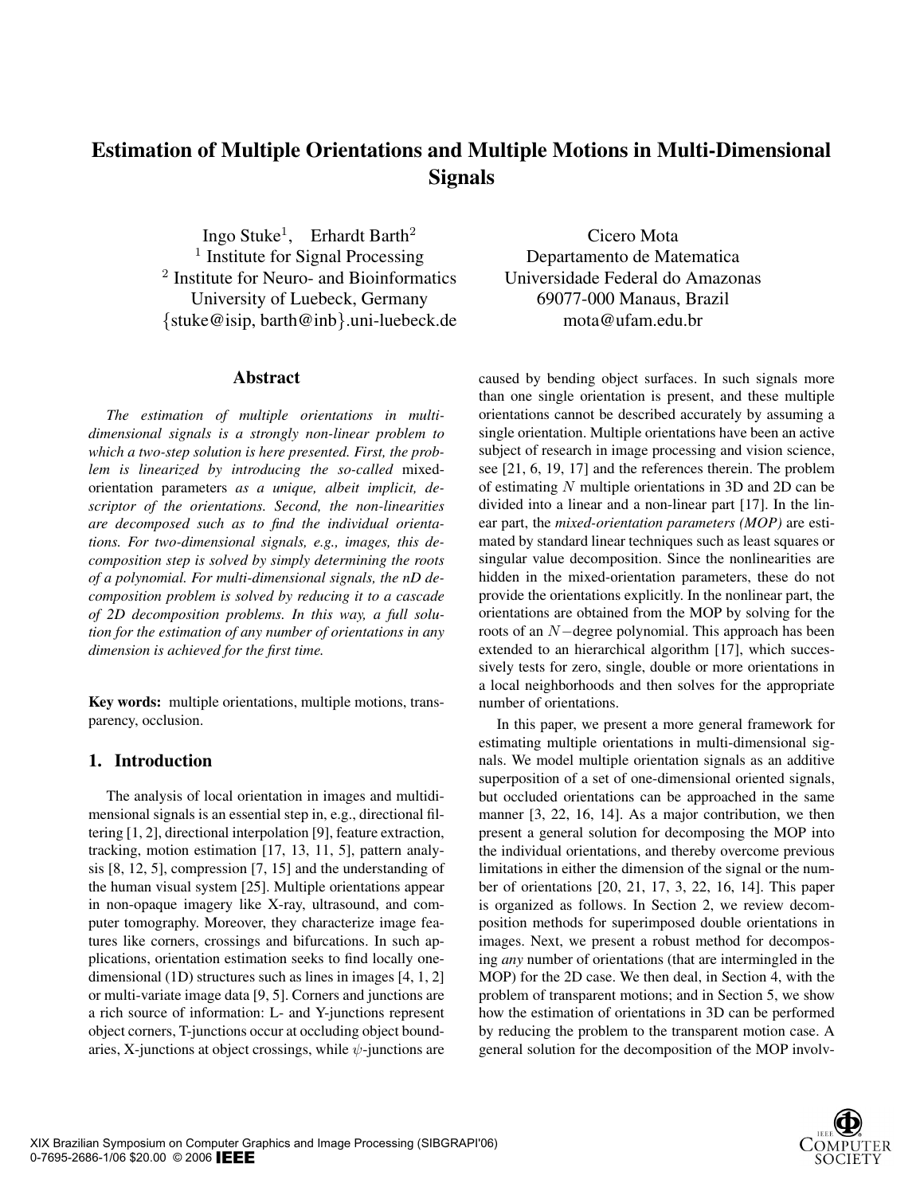# Estimation of Multiple Orientations and Multiple Motions in Multi-Dimensional Signals

Ingo Stuke[1], Erhardt Barth[2]
[1] Institute for Signal Processing
[2] Institute for Neuro- and Bioinformatics
University of Luebeck, Germany
{stuke@isip, barth@inb}.uni-luebeck.de

Cicero Mota
Departamento de Matematica
Universidade Federal do Amazonas
69077-000 Manaus, Brazil
mota@ufam.edu.br

## Abstract

*The estimation of multiple orientations in multi-dimensional signals is a strongly non-linear problem to which a two-step solution is here presented. First, the problem is linearized by introducing the so-called* mixed-orientation parameters *as a unique, albeit implicit, descriptor of the orientations. Second, the non-linearities are decomposed such as to find the individual orientations. For two-dimensional signals, e.g., images, this decomposition step is solved by simply determining the roots of a polynomial. For multi-dimensional signals, the nD decomposition problem is solved by reducing it to a cascade of 2D decomposition problems. In this way, a full solution for the estimation of any number of orientations in any dimension is achieved for the first time.*

**Key words:** multiple orientations, multiple motions, transparency, occlusion.

## 1. Introduction

The analysis of local orientation in images and multidimensional signals is an essential step in, e.g., directional filtering [1, 2], directional interpolation [9], feature extraction, tracking, motion estimation [17, 13, 11, 5], pattern analysis [8, 12, 5], compression [7, 15] and the understanding of the human visual system [25]. Multiple orientations appear in non-opaque imagery like X-ray, ultrasound, and computer tomography. Moreover, they characterize image features like corners, crossings and bifurcations. In such applications, orientation estimation seeks to find locally one-dimensional (1D) structures such as lines in images [4, 1, 2] or multi-variate image data [9, 5]. Corners and junctions are a rich source of information: L- and Y-junctions represent object corners, T-junctions occur at occluding object boundaries, X-junctions at object crossings, while $\psi$-junctions are caused by bending object surfaces. In such signals more than one single orientation is present, and these multiple orientations cannot be described accurately by assuming a single orientation. Multiple orientations have been an active subject of research in image processing and vision science, see [21, 6, 19, 17] and the references therein. The problem of estimating $N$ multiple orientations in 3D and 2D can be divided into a linear and a non-linear part [17]. In the linear part, the *mixed-orientation parameters (MOP)* are estimated by standard linear techniques such as least squares or singular value decomposition. Since the nonlinearities are hidden in the mixed-orientation parameters, these do not provide the orientations explicitly. In the nonlinear part, the orientations are obtained from the MOP by solving for the roots of an $N-$degree polynomial. This approach has been extended to an hierarchical algorithm [17], which successively tests for zero, single, double or more orientations in a local neighborhoods and then solves for the appropriate number of orientations.

In this paper, we present a more general framework for estimating multiple orientations in multi-dimensional signals. We model multiple orientation signals as an additive superposition of a set of one-dimensional oriented signals, but occluded orientations can be approached in the same manner [3, 22, 16, 14]. As a major contribution, we then present a general solution for decomposing the MOP into the individual orientations, and thereby overcome previous limitations in either the dimension of the signal or the number of orientations [20, 21, 17, 3, 22, 16, 14]. This paper is organized as follows. In Section 2, we review decomposition methods for superimposed double orientations in images. Next, we present a robust method for decomposing *any* number of orientations (that are intermingled in the MOP) for the 2D case. We then deal, in Section 4, with the problem of transparent motions; and in Section 5, we show how the estimation of orientations in 3D can be performed by reducing the problem to the transparent motion case. A general solution for the decomposition of the MOP involv-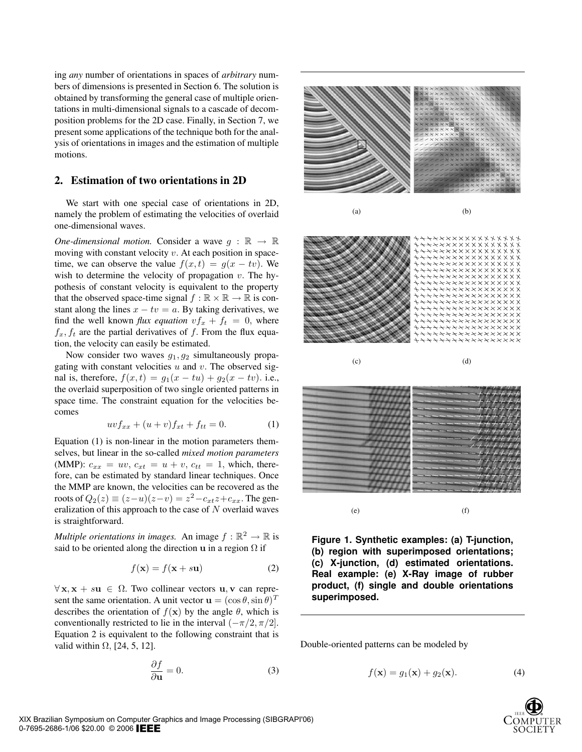ing *any* number of orientations in spaces of *arbitrary* numbers of dimensions is presented in Section 6. The solution is obtained by transforming the general case of multiple orientations in multi-dimensional signals to a cascade of decomposition problems for the 2D case. Finally, in Section 7, we present some applications of the technique both for the analysis of orientations in images and the estimation of multiple motions.

## 2. Estimation of two orientations in 2D

We start with one special case of orientations in 2D, namely the problem of estimating the velocities of overlaid one-dimensional waves.

*One-dimensional motion.* Consider a wave $g : \mathbb{R} \rightarrow \mathbb{R}$ moving with constant velocity $v$. At each position in space-time, we can observe the value $f(x,t) = g(x - tv)$. We wish to determine the velocity of propagation $v$. The hypothesis of constant velocity is equivalent to the property that the observed space-time signal $f : \mathbb{R} \times \mathbb{R} \rightarrow \mathbb{R}$ is constant along the lines $x - tv = a$. By taking derivatives, we find the well known *flux equation* $vf_x + f_t = 0$, where $f_x, f_t$ are the partial derivatives of $f$. From the flux equation, the velocity can easily be estimated.

Now consider two waves $g_1, g_2$ simultaneously propagating with constant velocities $u$ and $v$. The observed signal is, therefore, $f(x,t) = g_1(x - tu) + g_2(x - tv)$. i.e., the overlaid superposition of two single oriented patterns in space time. The constraint equation for the velocities becomes

$$uvf_{xx} + (u + v)f_{xt} + f_{tt} = 0. \tag{1}$$

Equation (1) is non-linear in the motion parameters themselves, but linear in the so-called *mixed motion parameters* (MMP): $c_{xx} = uv$, $c_{xt} = u + v$, $c_{tt} = 1$, which, therefore, can be estimated by standard linear techniques. Once the MMP are known, the velocities can be recovered as the roots of $Q_2(z) \equiv (z-u)(z-v) = z^2 - c_{xt}z + c_{xx}$. The generalization of this approach to the case of $N$ overlaid waves is straightforward.

*Multiple orientations in images.* An image $f : \mathbb{R}^2 \rightarrow \mathbb{R}$ is said to be oriented along the direction $\mathbf{u}$ in a region $\Omega$ if

$$f(\mathbf{x}) = f(\mathbf{x} + s\mathbf{u}) \tag{2}$$

$\forall \mathbf{x}, \mathbf{x} + s\mathbf{u} \in \Omega$. Two collinear vectors $\mathbf{u}, \mathbf{v}$ can represent the same orientation. A unit vector $\mathbf{u} = (\cos\theta, \sin\theta)^T$ describes the orientation of $f(\mathbf{x})$ by the angle $\theta$, which is conventionally restricted to lie in the interval $(-\pi/2, \pi/2]$. Equation 2 is equivalent to the following constraint that is valid within $\Omega$, [24, 5, 12].

$$\frac{\partial f}{\partial \mathbf{u}} = 0. \tag{3}$$

(a) (b)

(c) (d)

(e) (f)

**Figure 1. Synthetic examples: (a) T-junction, (b) region with superimposed orientations; (c) X-junction, (d) estimated orientations. Real example: (e) X-Ray image of rubber product, (f) single and double orientations superimposed.**

Double-oriented patterns can be modeled by

$$f(\mathbf{x}) = g_1(\mathbf{x}) + g_2(\mathbf{x}). \tag{4}$$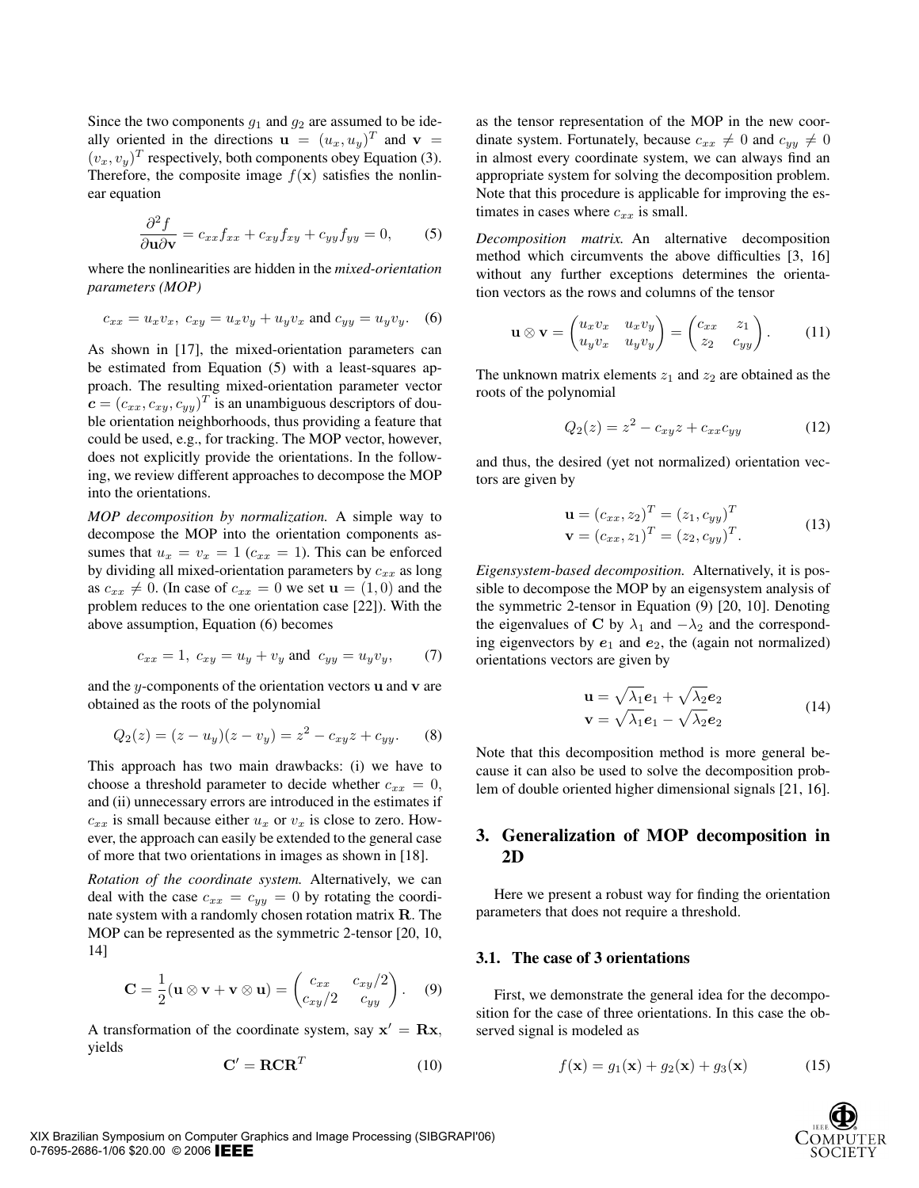Since the two components $g_1$ and $g_2$ are assumed to be ideally oriented in the directions $\mathbf{u} = (u_x, u_y)^T$ and $\mathbf{v} = (v_x, v_y)^T$ respectively, both components obey Equation (3). Therefore, the composite image $f(\mathbf{x})$ satisfies the nonlinear equation

$$\frac{\partial^2 f}{\partial \mathbf{u} \partial \mathbf{v}} = c_{xx} f_{xx} + c_{xy} f_{xy} + c_{yy} f_{yy} = 0, \tag{5}$$

where the nonlinearities are hidden in the *mixed-orientation parameters (MOP)*

$$c_{xx} = u_x v_x, \; c_{xy} = u_x v_y + u_y v_x \text{ and } c_{yy} = u_y v_y. \tag{6}$$

As shown in [17], the mixed-orientation parameters can be estimated from Equation (5) with a least-squares approach. The resulting mixed-orientation parameter vector $\boldsymbol{c} = (c_{xx}, c_{xy}, c_{yy})^T$ is an unambiguous descriptors of double orientation neighborhoods, thus providing a feature that could be used, e.g., for tracking. The MOP vector, however, does not explicitly provide the orientations. In the following, we review different approaches to decompose the MOP into the orientations.

*MOP decomposition by normalization.* A simple way to decompose the MOP into the orientation components assumes that $u_x = v_x = 1$ ($c_{xx} = 1$). This can be enforced by dividing all mixed-orientation parameters by $c_{xx}$ as long as $c_{xx} \neq 0$. (In case of $c_{xx} = 0$ we set $\mathbf{u} = (1, 0)$ and the problem reduces to the one orientation case [22]). With the above assumption, Equation (6) becomes

$$c_{xx} = 1, \; c_{xy} = u_y + v_y \text{ and } \; c_{yy} = u_y v_y, \tag{7}$$

and the $y$-components of the orientation vectors $\mathbf{u}$ and $\mathbf{v}$ are obtained as the roots of the polynomial

$$Q_2(z) = (z - u_y)(z - v_y) = z^2 - c_{xy} z + c_{yy}. \tag{8}$$

This approach has two main drawbacks: (i) we have to choose a threshold parameter to decide whether $c_{xx} = 0$, and (ii) unnecessary errors are introduced in the estimates if $c_{xx}$ is small because either $u_x$ or $v_x$ is close to zero. However, the approach can easily be extended to the general case of more that two orientations in images as shown in [18].

*Rotation of the coordinate system.* Alternatively, we can deal with the case $c_{xx} = c_{yy} = 0$ by rotating the coordinate system with a randomly chosen rotation matrix $\mathbf{R}$. The MOP can be represented as the symmetric 2-tensor [20, 10, 14]

$$\mathbf{C} = \frac{1}{2}(\mathbf{u} \otimes \mathbf{v} + \mathbf{v} \otimes \mathbf{u}) = \begin{pmatrix} c_{xx} & c_{xy}/2 \\ c_{xy}/2 & c_{yy} \end{pmatrix}. \tag{9}$$

A transformation of the coordinate system, say $\mathbf{x}' = \mathbf{R}\mathbf{x}$, yields

$$\mathbf{C}' = \mathbf{R}\mathbf{C}\mathbf{R}^T \tag{10}$$

as the tensor representation of the MOP in the new coordinate system. Fortunately, because $c_{xx} \neq 0$ and $c_{yy} \neq 0$ in almost every coordinate system, we can always find an appropriate system for solving the decomposition problem. Note that this procedure is applicable for improving the estimates in cases where $c_{xx}$ is small.

*Decomposition matrix.* An alternative decomposition method which circumvents the above difficulties [3, 16] without any further exceptions determines the orientation vectors as the rows and columns of the tensor

$$\mathbf{u} \otimes \mathbf{v} = \begin{pmatrix} u_x v_x & u_x v_y \\ u_y v_x & u_y v_y \end{pmatrix} = \begin{pmatrix} c_{xx} & z_1 \\ z_2 & c_{yy} \end{pmatrix}. \tag{11}$$

The unknown matrix elements $z_1$ and $z_2$ are obtained as the roots of the polynomial

$$Q_2(z) = z^2 - c_{xy} z + c_{xx} c_{yy} \tag{12}$$

and thus, the desired (yet not normalized) orientation vectors are given by

$$\begin{aligned} \mathbf{u} &= (c_{xx}, z_2)^T = (z_1, c_{yy})^T \\ \mathbf{v} &= (c_{xx}, z_1)^T = (z_2, c_{yy})^T. \end{aligned} \tag{13}$$

*Eigensystem-based decomposition.* Alternatively, it is possible to decompose the MOP by an eigensystem analysis of the symmetric 2-tensor in Equation (9) [20, 10]. Denoting the eigenvalues of $\mathbf{C}$ by $\lambda_1$ and $-\lambda_2$ and the corresponding eigenvectors by $\boldsymbol{e}_1$ and $\boldsymbol{e}_2$, the (again not normalized) orientations vectors are given by

$$\begin{aligned} \mathbf{u} &= \sqrt{\lambda_1}\boldsymbol{e}_1 + \sqrt{\lambda_2}\boldsymbol{e}_2 \\ \mathbf{v} &= \sqrt{\lambda_1}\boldsymbol{e}_1 - \sqrt{\lambda_2}\boldsymbol{e}_2 \end{aligned} \tag{14}$$

Note that this decomposition method is more general because it can also be used to solve the decomposition problem of double oriented higher dimensional signals [21, 16].

## 3. Generalization of MOP decomposition in 2D

Here we present a robust way for finding the orientation parameters that does not require a threshold.

### 3.1. The case of 3 orientations

First, we demonstrate the general idea for the decomposition for the case of three orientations. In this case the observed signal is modeled as

$$f(\mathbf{x}) = g_1(\mathbf{x}) + g_2(\mathbf{x}) + g_3(\mathbf{x}) \tag{15}$$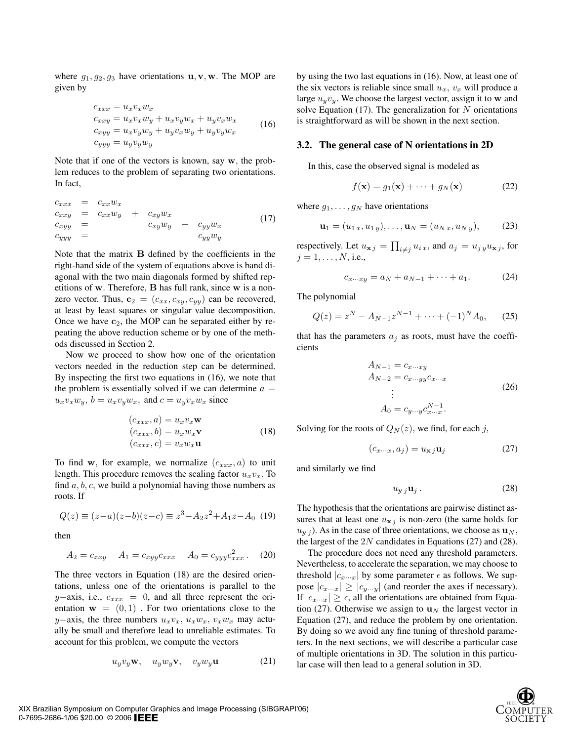where $g_1, g_2, g_3$ have orientations $\mathbf{u}, \mathbf{v}, \mathbf{w}$. The MOP are given by

$$
\begin{aligned}
c_{xxx} &= u_x v_x w_x \\
c_{xxy} &= u_x v_x w_y + u_x v_y w_x + u_y v_x w_x \\
c_{xyy} &= u_x v_y w_y + u_y v_x w_y + u_y v_y w_x \\
c_{yyy} &= u_y v_y w_y
\end{aligned}
\tag{16}
$$

Note that if one of the vectors is known, say $\mathbf{w}$, the problem reduces to the problem of separating two orientations. In fact,

$$
\begin{array}{lllll}
c_{xxx} & = & c_{xx} w_x & & \\
c_{xxy} & = & c_{xx} w_y & + \; c_{xy} w_x & \\
c_{xyy} & = & & c_{xy} w_y & + \; c_{yy} w_x \\
c_{yyy} & = & & & c_{yy} w_y
\end{array}
\tag{17}
$$

Note that the matrix $\mathbf{B}$ defined by the coefficients in the right-hand side of the system of equations above is band diagonal with the two main diagonals formed by shifted repetitions of $\mathbf{w}$. Therefore, $\mathbf{B}$ has full rank, since $\mathbf{w}$ is a nonzero vector. Thus, $\mathbf{c}_2 = (c_{xx}, c_{xy}, c_{yy})$ can be recovered, at least by least squares or singular value decomposition. Once we have $\mathbf{c}_2$, the MOP can be separated either by repeating the above reduction scheme or by one of the methods discussed in Section 2.

Now we proceed to show how one of the orientation vectors needed in the reduction step can be determined. By inspecting the first two equations in (16), we note that the problem is essentially solved if we can determine $a = u_x v_x w_y$, $b = u_x v_y w_x$, and $c = u_y v_x w_x$ since

$$
\begin{aligned}
(c_{xxx}, a) &= u_x v_x \mathbf{w} \\
(c_{xxx}, b) &= u_x w_x \mathbf{v} \\
(c_{xxx}, c) &= v_x w_x \mathbf{u}
\end{aligned}
\tag{18}
$$

To find $\mathbf{w}$, for example, we normalize $(c_{xxx}, a)$ to unit length. This procedure removes the scaling factor $u_x v_x$. To find $a, b, c$, we build a polynomial having those numbers as roots. If

$$
Q(z) \equiv (z-a)(z-b)(z-c) \equiv z^3 - A_2 z^2 + A_1 z - A_0 \tag{19}
$$

then

$$
A_2 = c_{xxy} \quad A_1 = c_{xyy} c_{xxx} \quad A_0 = c_{yyy} c_{xxx}^2 . \tag{20}
$$

The three vectors in Equation (18) are the desired orientations, unless one of the orientations is parallel to the $y-$axis, i.e., $c_{xxx} = 0$, and all three represent the orientation $\mathbf{w} = (0, 1)$ . For two orientations close to the $y-$axis, the three numbers $u_x v_x$, $u_x w_x$, $v_x w_x$ may actually be small and therefore lead to unreliable estimates. To account for this problem, we compute the vectors

$$
u_y v_y \mathbf{w}, \quad u_y w_y \mathbf{v}, \quad v_y w_y \mathbf{u} \tag{21}
$$

by using the two last equations in (16). Now, at least one of the six vectors is reliable since small $u_x$, $v_x$ will produce a large $u_y v_y$. We choose the largest vector, assign it to $\mathbf{w}$ and solve Equation (17). The generalization for $N$ orientations is straightforward as will be shown in the next section.

### 3.2. The general case of N orientations in 2D

In this, case the observed signal is modeled as

$$
f(\mathbf{x}) = g_1(\mathbf{x}) + \cdots + g_N(\mathbf{x}) \tag{22}
$$

where $g_1, \ldots, g_N$ have orientations

$$
\mathbf{u}_1 = (u_{1\,x}, u_{1\,y}), \ldots, \mathbf{u}_N = (u_{N\,x}, u_{N\,y}), \tag{23}
$$

respectively. Let $u_{\mathbf{x}\,j} = \prod_{i \neq j} u_{i\,x}$, and $a_j = u_{j\,y} u_{\mathbf{x}\,j}$, for $j = 1, \ldots, N$, i.e.,

$$
c_{x \cdots xy} = a_N + a_{N-1} + \cdots + a_1 . \tag{24}
$$

The polynomial

$$
Q(z) = z^N - A_{N-1} z^{N-1} + \cdots + (-1)^N A_0 , \tag{25}
$$

that has the parameters $a_j$ as roots, must have the coefficients

$$
\begin{aligned}
A_{N-1} &= c_{x \cdots xy} \\
A_{N-2} &= c_{x \cdots yy} c_{x \cdots x} \\
&\;\;\vdots \\
A_0 &= c_{y \cdots y} c_{x \cdots x}^{N-1} .
\end{aligned}
\tag{26}
$$

Solving for the roots of $Q_N(z)$, we find, for each $j$,

$$
(c_{x \cdots x}, a_j) = u_{\mathbf{x}\,j} \mathbf{u}_j \tag{27}
$$

and similarly we find

$$
u_{\mathbf{y}\,j} \mathbf{u}_j . \tag{28}
$$

The hypothesis that the orientations are pairwise distinct assures that at least one $u_{\mathbf{x}\,j}$ is non-zero (the same holds for $u_{\mathbf{y}\,j}$). As in the case of three orientations, we choose as $\mathbf{u}_N$, the largest of the $2N$ candidates in Equations (27) and (28).

The procedure does not need any threshold parameters. Nevertheless, to accelerate the separation, we may choose to threshold $|c_{x \cdots x}|$ by some parameter $\epsilon$ as follows. We suppose $|c_{x \cdots x}| \geq |c_{y \cdots y}|$ (and reorder the axes if necessary). If $|c_{x \cdots x}| \geq \epsilon$, all the orientations are obtained from Equation (27). Otherwise we assign to $\mathbf{u}_N$ the largest vector in Equation (27), and reduce the problem by one orientation. By doing so we avoid any fine tuning of threshold parameters. In the next sections, we will describe a particular case of multiple orientations in 3D. The solution in this particular case will then lead to a general solution in 3D.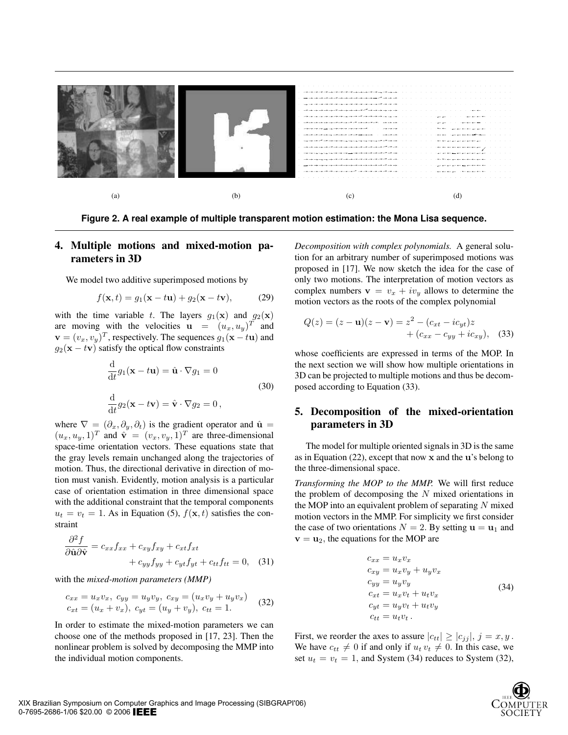(a) (b) (c) (d)

**Figure 2. A real example of multiple transparent motion estimation: the Mona Lisa sequence.**

## 4. Multiple motions and mixed-motion parameters in 3D

We model two additive superimposed motions by

$$f(\mathbf{x}, t) = g_1(\mathbf{x} - t\mathbf{u}) + g_2(\mathbf{x} - t\mathbf{v}), \tag{29}$$

with the time variable $t$. The layers $g_1(\mathbf{x})$ and $g_2(\mathbf{x})$ are moving with the velocities $\mathbf{u} = (u_x, u_y)^T$ and $\mathbf{v} = (v_x, v_y)^T$, respectively. The sequences $g_1(\mathbf{x} - t\mathbf{u})$ and $g_2(\mathbf{x} - t\mathbf{v})$ satisfy the optical flow constraints

$$\begin{aligned}
\frac{\mathrm{d}}{\mathrm{d}t} g_1(\mathbf{x} - t\mathbf{u}) &= \hat{\mathbf{u}} \cdot \nabla g_1 = 0 \\
\frac{\mathrm{d}}{\mathrm{d}t} g_2(\mathbf{x} - t\mathbf{v}) &= \hat{\mathbf{v}} \cdot \nabla g_2 = 0\,,
\end{aligned} \tag{30}$$

where $\nabla = (\partial_x, \partial_y, \partial_t)$ is the gradient operator and $\hat{\mathbf{u}} = (u_x, u_y, 1)^T$ and $\hat{\mathbf{v}} = (v_x, v_y, 1)^T$ are three-dimensional space-time orientation vectors. These equations state that the gray levels remain unchanged along the trajectories of motion. Thus, the directional derivative in direction of motion must vanish. Evidently, motion analysis is a particular case of orientation estimation in three dimensional space with the additional constraint that the temporal components $u_t = v_t = 1$. As in Equation (5), $f(\mathbf{x}, t)$ satisfies the constraint

$$\begin{aligned}
\frac{\partial^2 f}{\partial \hat{\mathbf{u}} \partial \hat{\mathbf{v}}} = c_{xx} f_{xx} + c_{xy} f_{xy} + c_{xt} f_{xt} \\
+ c_{yy} f_{yy} + c_{yt} f_{yt} + c_{tt} f_{tt} = 0,
\end{aligned} \tag{31}$$

with the *mixed-motion parameters (MMP)*

$$\begin{aligned}
&c_{xx} = u_x v_x,\ c_{yy} = u_y v_y,\ c_{xy} = (u_x v_y + u_y v_x) \\
&c_{xt} = (u_x + v_x),\ c_{yt} = (u_y + v_y),\ c_{tt} = 1.
\end{aligned} \tag{32}$$

In order to estimate the mixed-motion parameters we can choose one of the methods proposed in [17, 23]. Then the nonlinear problem is solved by decomposing the MMP into the individual motion components.

*Decomposition with complex polynomials.* A general solution for an arbitrary number of superimposed motions was proposed in [17]. We now sketch the idea for the case of only two motions. The interpretation of motion vectors as complex numbers $\mathbf{v} = v_x + iv_y$ allows to determine the motion vectors as the roots of the complex polynomial

$$\begin{aligned}
Q(z) = (z - \mathbf{u})(z - \mathbf{v}) = z^2 - (c_{xt} - ic_{yt})z \\
+ (c_{xx} - c_{yy} + ic_{xy}),
\end{aligned} \tag{33}$$

whose coefficients are expressed in terms of the MOP. In the next section we will show how multiple orientations in 3D can be projected to multiple motions and thus be decomposed according to Equation (33).

## 5. Decomposition of the mixed-orientation parameters in 3D

The model for multiple oriented signals in 3D is the same as in Equation (22), except that now $\mathbf{x}$ and the $\mathbf{u}$'s belong to the three-dimensional space.

*Transforming the MOP to the MMP.* We will first reduce the problem of decomposing the $N$ mixed orientations in the MOP into an equivalent problem of separating $N$ mixed motion vectors in the MMP. For simplicity we first consider the case of two orientations $N = 2$. By setting $\mathbf{u} = \mathbf{u}_1$ and $\mathbf{v} = \mathbf{u}_2$, the equations for the MOP are

$$\begin{aligned}
c_{xx} &= u_x v_x \\
c_{xy} &= u_x v_y + u_y v_x \\
c_{yy} &= u_y v_y \\
c_{xt} &= u_x v_t + u_t v_x \\
c_{yt} &= u_y v_t + u_t v_y \\
c_{tt} &= u_t v_t\,.
\end{aligned} \tag{34}$$

First, we reorder the axes to assure $|c_{tt}| \geq |c_{jj}|,\ j = x, y$. We have $c_{tt} \neq 0$ if and only if $u_t\, v_t \neq 0$. In this case, we set $u_t = v_t = 1$, and System (34) reduces to System (32),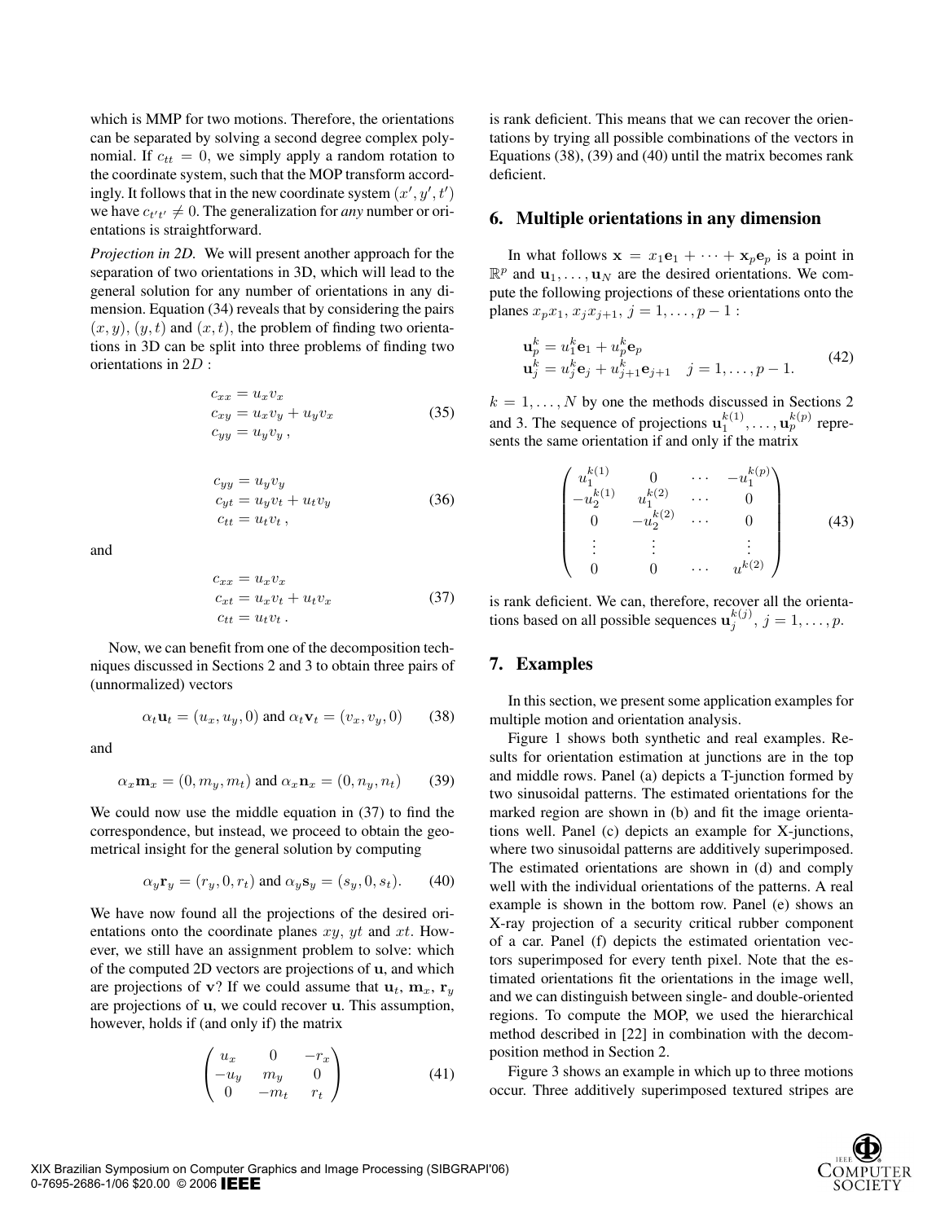which is MMP for two motions. Therefore, the orientations can be separated by solving a second degree complex polynomial. If $c_{tt} = 0$, we simply apply a random rotation to the coordinate system, such that the MOP transform accordingly. It follows that in the new coordinate system $(x', y', t')$ we have $c_{t't'} \neq 0$. The generalization for *any* number or orientations is straightforward.

*Projection in 2D.* We will present another approach for the separation of two orientations in 3D, which will lead to the general solution for any number of orientations in any dimension. Equation (34) reveals that by considering the pairs $(x, y)$, $(y, t)$ and $(x, t)$, the problem of finding two orientations in 3D can be split into three problems of finding two orientations in $2D$ :

$$
\begin{aligned}
c_{xx} &= u_x v_x \\
c_{xy} &= u_x v_y + u_y v_x \\
c_{yy} &= u_y v_y \, ,
\end{aligned}
\tag{35}
$$

$$
\begin{aligned}
c_{yy} &= u_y v_y \\
c_{yt} &= u_y v_t + u_t v_y \\
c_{tt} &= u_t v_t \, ,
\end{aligned}
\tag{36}
$$

and

$$
\begin{aligned}
c_{xx} &= u_x v_x \\
c_{xt} &= u_x v_t + u_t v_x \\
c_{tt} &= u_t v_t \, .
\end{aligned}
\tag{37}
$$

Now, we can benefit from one of the decomposition techniques discussed in Sections 2 and 3 to obtain three pairs of (unnormalized) vectors

$$
\alpha_t \mathbf{u}_t = (u_x, u_y, 0) \text{ and } \alpha_t \mathbf{v}_t = (v_x, v_y, 0) \tag{38}
$$

and

$$
\alpha_x \mathbf{m}_x = (0, m_y, m_t) \text{ and } \alpha_x \mathbf{n}_x = (0, n_y, n_t) \tag{39}
$$

We could now use the middle equation in (37) to find the correspondence, but instead, we proceed to obtain the geometrical insight for the general solution by computing

$$
\alpha_y \mathbf{r}_y = (r_y, 0, r_t) \text{ and } \alpha_y \mathbf{s}_y = (s_y, 0, s_t). \tag{40}
$$

We have now found all the projections of the desired orientations onto the coordinate planes $xy$, $yt$ and $xt$. However, we still have an assignment problem to solve: which of the computed 2D vectors are projections of $\mathbf{u}$, and which are projections of $\mathbf{v}$? If we could assume that $\mathbf{u}_t$, $\mathbf{m}_x$, $\mathbf{r}_y$ are projections of $\mathbf{u}$, we could recover $\mathbf{u}$. This assumption, however, holds if (and only if) the matrix

$$
\begin{pmatrix}
u_x & 0 & -r_x \\
-u_y & m_y & 0 \\
0 & -m_t & r_t
\end{pmatrix}
\tag{41}
$$

is rank deficient. This means that we can recover the orientations by trying all possible combinations of the vectors in Equations (38), (39) and (40) until the matrix becomes rank deficient.

## 6. Multiple orientations in any dimension

In what follows $\mathbf{x} = x_1 \mathbf{e}_1 + \cdots + \mathbf{x}_p \mathbf{e}_p$ is a point in $\mathbb{R}^p$ and $\mathbf{u}_1, \ldots, \mathbf{u}_N$ are the desired orientations. We compute the following projections of these orientations onto the planes $x_p x_1$, $x_j x_{j+1}$, $j = 1, \ldots, p-1$ :

$$
\begin{aligned}
\mathbf{u}_p^k &= u_1^k \mathbf{e}_1 + u_p^k \mathbf{e}_p \\
\mathbf{u}_j^k &= u_j^k \mathbf{e}_j + u_{j+1}^k \mathbf{e}_{j+1} \quad j = 1, \ldots, p-1.
\end{aligned}
\tag{42}
$$

$k = 1, \ldots, N$ by one the methods discussed in Sections 2 and 3. The sequence of projections $\mathbf{u}_1^{k(1)}, \ldots, \mathbf{u}_p^{k(p)}$ represents the same orientation if and only if the matrix

$$
\begin{pmatrix}
u_1^{k(1)} & 0 & \cdots & -u_1^{k(p)} \\
-u_2^{k(1)} & u_1^{k(2)} & \cdots & 0 \\
0 & -u_2^{k(2)} & \cdots & 0 \\
\vdots & \vdots & & \vdots \\
0 & 0 & \cdots & u^{k(2)}
\end{pmatrix}
\tag{43}
$$

is rank deficient. We can, therefore, recover all the orientations based on all possible sequences $\mathbf{u}_j^{k(j)}$, $j = 1, \ldots, p$.

## 7. Examples

In this section, we present some application examples for multiple motion and orientation analysis.

Figure 1 shows both synthetic and real examples. Results for orientation estimation at junctions are in the top and middle rows. Panel (a) depicts a T-junction formed by two sinusoidal patterns. The estimated orientations for the marked region are shown in (b) and fit the image orientations well. Panel (c) depicts an example for X-junctions, where two sinusoidal patterns are additively superimposed. The estimated orientations are shown in (d) and comply well with the individual orientations of the patterns. A real example is shown in the bottom row. Panel (e) shows an X-ray projection of a security critical rubber component of a car. Panel (f) depicts the estimated orientation vectors superimposed for every tenth pixel. Note that the estimated orientations fit the orientations in the image well, and we can distinguish between single- and double-oriented regions. To compute the MOP, we used the hierarchical method described in [22] in combination with the decomposition method in Section 2.

Figure 3 shows an example in which up to three motions occur. Three additively superimposed textured stripes are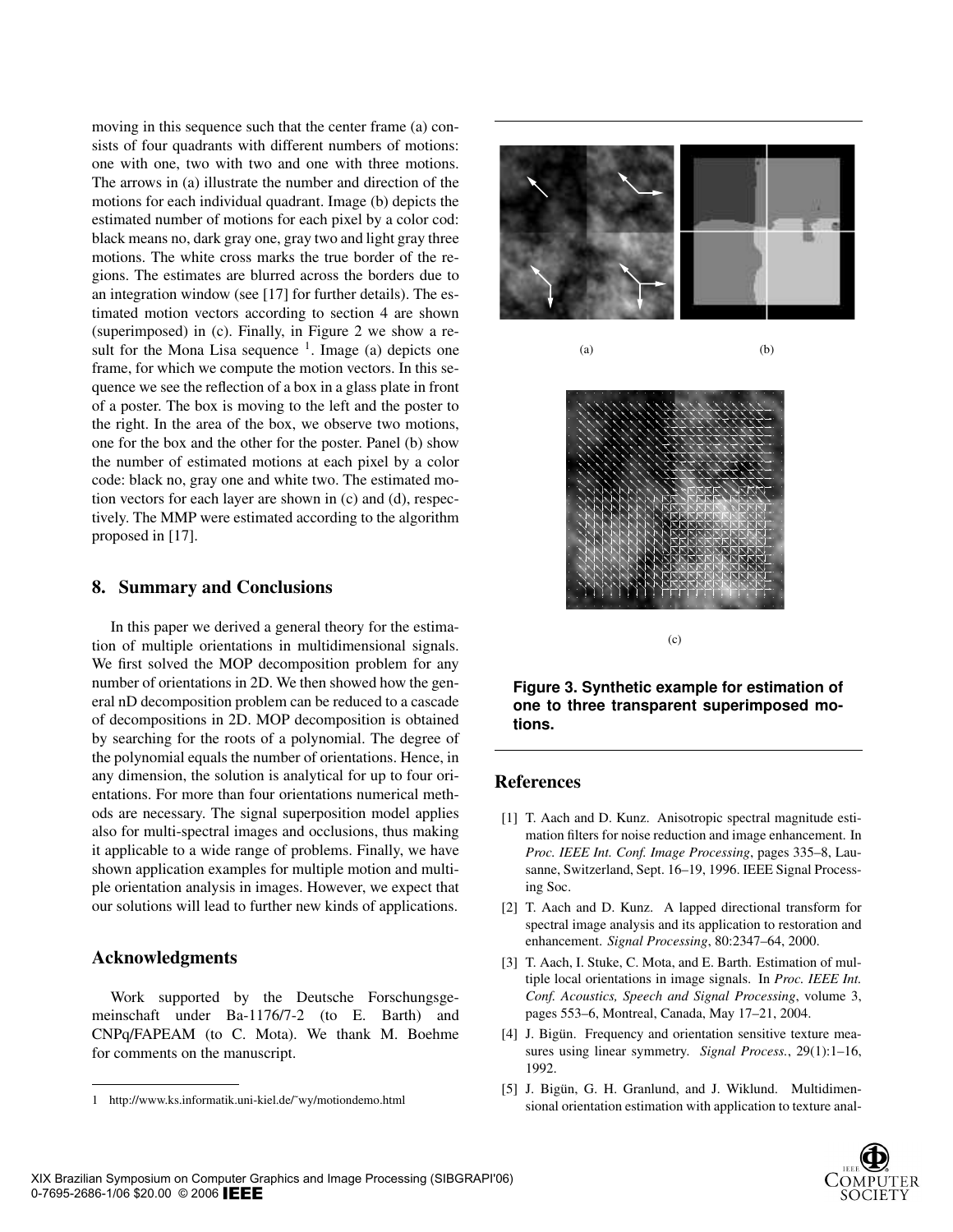moving in this sequence such that the center frame (a) consists of four quadrants with different numbers of motions: one with one, two with two and one with three motions. The arrows in (a) illustrate the number and direction of the motions for each individual quadrant. Image (b) depicts the estimated number of motions for each pixel by a color cod: black means no, dark gray one, gray two and light gray three motions. The white cross marks the true border of the regions. The estimates are blurred across the borders due to an integration window (see [17] for further details). The estimated motion vectors according to section 4 are shown (superimposed) in (c). Finally, in Figure 2 we show a result for the Mona Lisa sequence [1]. Image (a) depicts one frame, for which we compute the motion vectors. In this sequence we see the reflection of a box in a glass plate in front of a poster. The box is moving to the left and the poster to the right. In the area of the box, we observe two motions, one for the box and the other for the poster. Panel (b) show the number of estimated motions at each pixel by a color code: black no, gray one and white two. The estimated motion vectors for each layer are shown in (c) and (d), respectively. The MMP were estimated according to the algorithm proposed in [17].

(a)

(b)

(c)

**Figure 3. Synthetic example for estimation of one to three transparent superimposed motions.**

## 8. Summary and Conclusions

In this paper we derived a general theory for the estimation of multiple orientations in multidimensional signals. We first solved the MOP decomposition problem for any number of orientations in 2D. We then showed how the general nD decomposition problem can be reduced to a cascade of decompositions in 2D. MOP decomposition is obtained by searching for the roots of a polynomial. The degree of the polynomial equals the number of orientations. Hence, in any dimension, the solution is analytical for up to four orientations. For more than four orientations numerical methods are necessary. The signal superposition model applies also for multi-spectral images and occlusions, thus making it applicable to a wide range of problems. Finally, we have shown application examples for multiple motion and multiple orientation analysis in images. However, we expect that our solutions will lead to further new kinds of applications.

## Acknowledgments

Work supported by the Deutsche Forschungsgemeinschaft under Ba-1176/7-2 (to E. Barth) and CNPq/FAPEAM (to C. Mota). We thank M. Boehme for comments on the manuscript.

[1] http://www.ks.informatik.uni-kiel.de/~wy/motiondemo.html

## References

[1] T. Aach and D. Kunz. Anisotropic spectral magnitude estimation filters for noise reduction and image enhancement. In *Proc. IEEE Int. Conf. Image Processing*, pages 335–8, Lausanne, Switzerland, Sept. 16–19, 1996. IEEE Signal Processing Soc.

[2] T. Aach and D. Kunz. A lapped directional transform for spectral image analysis and its application to restoration and enhancement. *Signal Processing*, 80:2347–64, 2000.

[3] T. Aach, I. Stuke, C. Mota, and E. Barth. Estimation of multiple local orientations in image signals. In *Proc. IEEE Int. Conf. Acoustics, Speech and Signal Processing*, volume 3, pages 553–6, Montreal, Canada, May 17–21, 2004.

[4] J. Bigün. Frequency and orientation sensitive texture measures using linear symmetry. *Signal Process.*, 29(1):1–16, 1992.

[5] J. Bigün, G. H. Granlund, and J. Wiklund. Multidimensional orientation estimation with application to texture anal-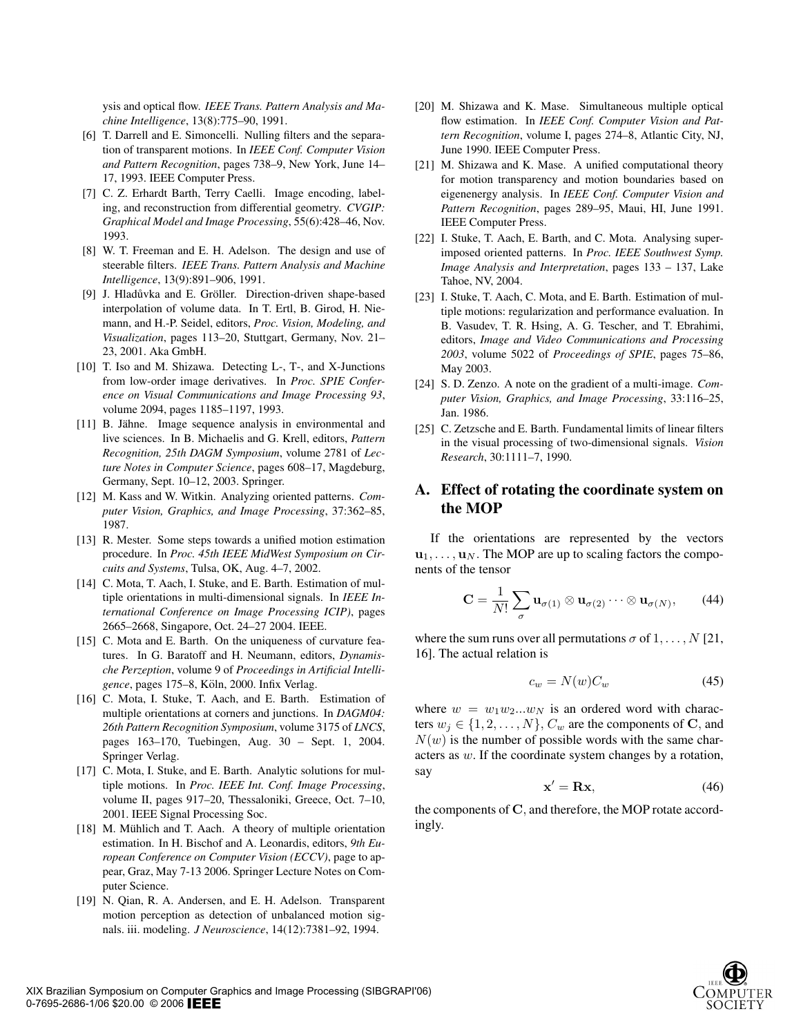ysis and optical flow. *IEEE Trans. Pattern Analysis and Machine Intelligence*, 13(8):775–90, 1991.

[6] T. Darrell and E. Simoncelli. Nulling filters and the separation of transparent motions. In *IEEE Conf. Computer Vision and Pattern Recognition*, pages 738–9, New York, June 14–17, 1993. IEEE Computer Press.

[7] C. Z. Erhardt Barth, Terry Caelli. Image encoding, labeling, and reconstruction from differential geometry. *CVGIP: Graphical Model and Image Processing*, 55(6):428–46, Nov. 1993.

[8] W. T. Freeman and E. H. Adelson. The design and use of steerable filters. *IEEE Trans. Pattern Analysis and Machine Intelligence*, 13(9):891–906, 1991.

[9] J. Hladůvka and E. Gröller. Direction-driven shape-based interpolation of volume data. In T. Ertl, B. Girod, H. Niemann, and H.-P. Seidel, editors, *Proc. Vision, Modeling, and Visualization*, pages 113–20, Stuttgart, Germany, Nov. 21–23, 2001. Aka GmbH.

[10] T. Iso and M. Shizawa. Detecting L-, T-, and X-Junctions from low-order image derivatives. In *Proc. SPIE Conference on Visual Communications and Image Processing 93*, volume 2094, pages 1185–1197, 1993.

[11] B. Jähne. Image sequence analysis in environmental and live sciences. In B. Michaelis and G. Krell, editors, *Pattern Recognition, 25th DAGM Symposium*, volume 2781 of *Lecture Notes in Computer Science*, pages 608–17, Magdeburg, Germany, Sept. 10–12, 2003. Springer.

[12] M. Kass and W. Witkin. Analyzing oriented patterns. *Computer Vision, Graphics, and Image Processing*, 37:362–85, 1987.

[13] R. Mester. Some steps towards a unified motion estimation procedure. In *Proc. 45th IEEE MidWest Symposium on Circuits and Systems*, Tulsa, OK, Aug. 4–7, 2002.

[14] C. Mota, T. Aach, I. Stuke, and E. Barth. Estimation of multiple orientations in multi-dimensional signals. In *IEEE International Conference on Image Processing ICIP)*, pages 2665–2668, Singapore, Oct. 24–27 2004. IEEE.

[15] C. Mota and E. Barth. On the uniqueness of curvature features. In G. Baratoff and H. Neumann, editors, *Dynamische Perzeption*, volume 9 of *Proceedings in Artificial Intelligence*, pages 175–8, Köln, 2000. Infix Verlag.

[16] C. Mota, I. Stuke, T. Aach, and E. Barth. Estimation of multiple orientations at corners and junctions. In *DAGM04: 26th Pattern Recognition Symposium*, volume 3175 of *LNCS*, pages 163–170, Tuebingen, Aug. 30 – Sept. 1, 2004. Springer Verlag.

[17] C. Mota, I. Stuke, and E. Barth. Analytic solutions for multiple motions. In *Proc. IEEE Int. Conf. Image Processing*, volume II, pages 917–20, Thessaloniki, Greece, Oct. 7–10, 2001. IEEE Signal Processing Soc.

[18] M. Mühlich and T. Aach. A theory of multiple orientation estimation. In H. Bischof and A. Leonardis, editors, *9th European Conference on Computer Vision (ECCV)*, page to appear, Graz, May 7-13 2006. Springer Lecture Notes on Computer Science.

[19] N. Qian, R. A. Andersen, and E. H. Adelson. Transparent motion perception as detection of unbalanced motion signals. iii. modeling. *J Neuroscience*, 14(12):7381–92, 1994.

[20] M. Shizawa and K. Mase. Simultaneous multiple optical flow estimation. In *IEEE Conf. Computer Vision and Pattern Recognition*, volume I, pages 274–8, Atlantic City, NJ, June 1990. IEEE Computer Press.

[21] M. Shizawa and K. Mase. A unified computational theory for motion transparency and motion boundaries based on eigenenergy analysis. In *IEEE Conf. Computer Vision and Pattern Recognition*, pages 289–95, Maui, HI, June 1991. IEEE Computer Press.

[22] I. Stuke, T. Aach, E. Barth, and C. Mota. Analysing superimposed oriented patterns. In *Proc. IEEE Southwest Symp. Image Analysis and Interpretation*, pages 133 – 137, Lake Tahoe, NV, 2004.

[23] I. Stuke, T. Aach, C. Mota, and E. Barth. Estimation of multiple motions: regularization and performance evaluation. In B. Vasudev, T. R. Hsing, A. G. Tescher, and T. Ebrahimi, editors, *Image and Video Communications and Processing 2003*, volume 5022 of *Proceedings of SPIE*, pages 75–86, May 2003.

[24] S. D. Zenzo. A note on the gradient of a multi-image. *Computer Vision, Graphics, and Image Processing*, 33:116–25, Jan. 1986.

[25] C. Zetzsche and E. Barth. Fundamental limits of linear filters in the visual processing of two-dimensional signals. *Vision Research*, 30:1111–7, 1990.

## A. Effect of rotating the coordinate system on the MOP

If the orientations are represented by the vectors $\mathbf{u}_1, \ldots, \mathbf{u}_N$. The MOP are up to scaling factors the components of the tensor

$$\mathbf{C} = \frac{1}{N!} \sum_{\sigma} \mathbf{u}_{\sigma(1)} \otimes \mathbf{u}_{\sigma(2)} \cdots \otimes \mathbf{u}_{\sigma(N)}, \qquad (44)$$

where the sum runs over all permutations $\sigma$ of $1, \ldots, N$ [21, 16]. The actual relation is

$$c_w = N(w) C_w \qquad (45)$$

where $w = w_1 w_2 ... w_N$ is an ordered word with characters $w_j \in \{1, 2, \ldots, N\}$, $C_w$ are the components of $\mathbf{C}$, and $N(w)$ is the number of possible words with the same characters as $w$. If the coordinate system changes by a rotation, say

$$\mathbf{x}' = \mathbf{R}\mathbf{x}, \qquad (46)$$

the components of $\mathbf{C}$, and therefore, the MOP rotate accordingly.